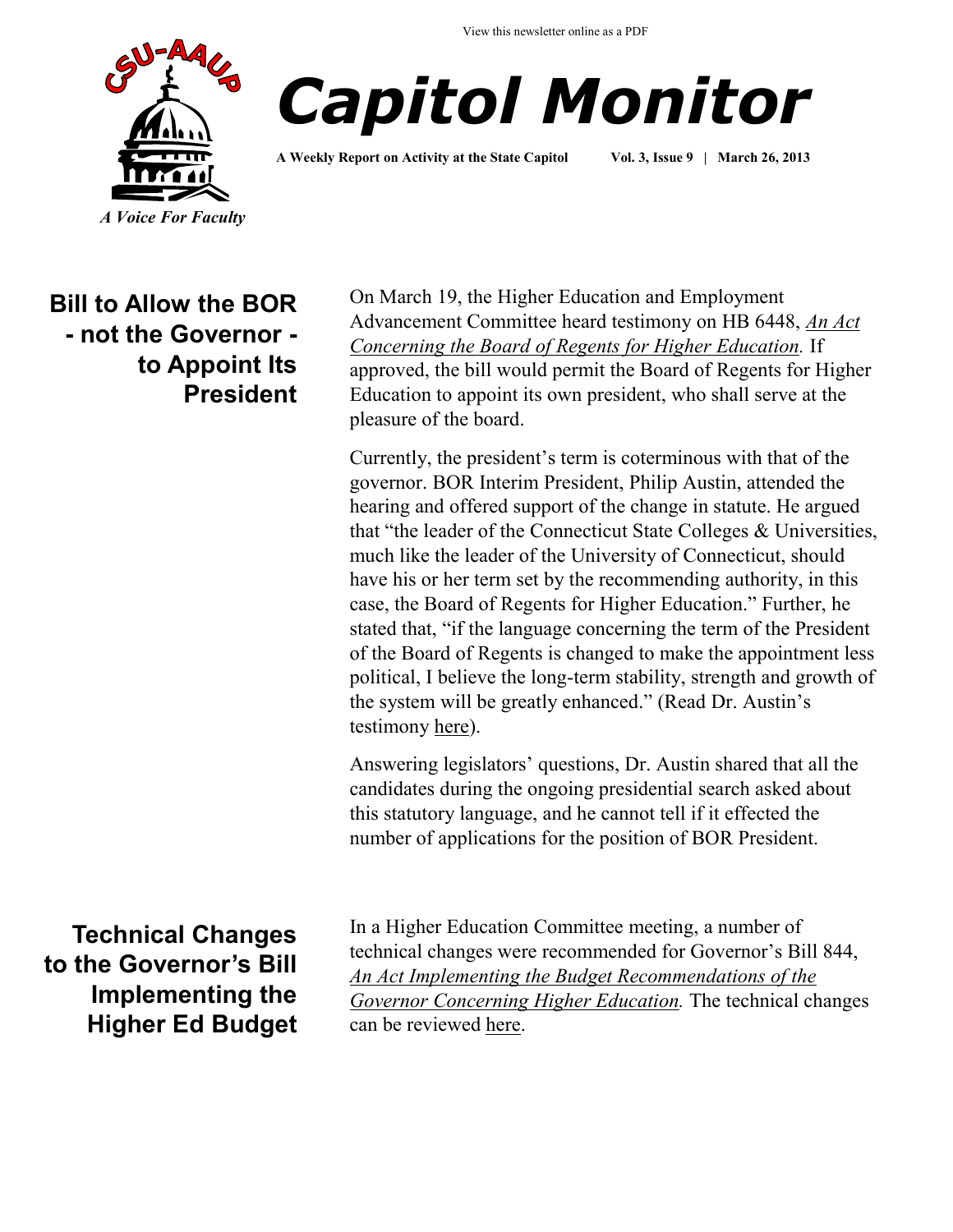View this newsletter online as a PDF

# Capitol Monitor

**A Weekly Report on Activity at the State Capitol** **Vol. 3, Issue 9 | March 26, 2013**

*A Voice For Faculty*

## Bill to Allow the BOR - not the Governor - to Appoint Its President

On March 19, the Higher Education and Employment Advancement Committee heard testimony on HB 6448, *An Act Concerning the Board of Regents for Higher Education.* If approved, the bill would permit the Board of Regents for Higher Education to appoint its own president, who shall serve at the pleasure of the board.

Currently, the president's term is coterminous with that of the governor. BOR Interim President, Philip Austin, attended the hearing and offered support of the change in statute. He argued that "the leader of the Connecticut State Colleges & Universities, much like the leader of the University of Connecticut, should have his or her term set by the recommending authority, in this case, the Board of Regents for Higher Education." Further, he stated that, "if the language concerning the term of the President of the Board of Regents is changed to make the appointment less political, I believe the long-term stability, strength and growth of the system will be greatly enhanced." (Read Dr. Austin's testimony here).

Answering legislators' questions, Dr. Austin shared that all the candidates during the ongoing presidential search asked about this statutory language, and he cannot tell if it effected the number of applications for the position of BOR President.

## Technical Changes to the Governor's Bill Implementing the Higher Ed Budget

In a Higher Education Committee meeting, a number of technical changes were recommended for Governor's Bill 844, *An Act Implementing the Budget Recommendations of the Governor Concerning Higher Education.* The technical changes can be reviewed here.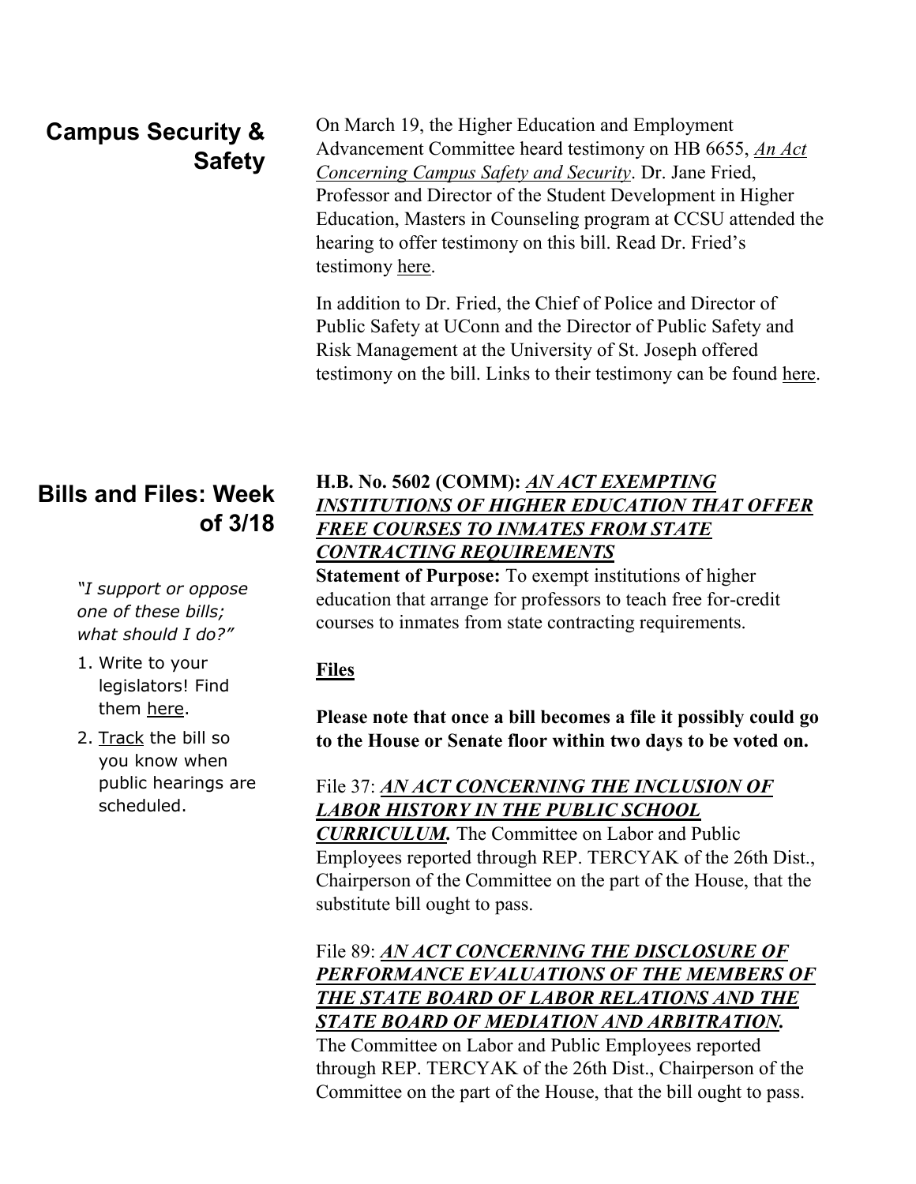## Campus Security & Safety

On March 19, the Higher Education and Employment Advancement Committee heard testimony on HB 6655, *An Act Concerning Campus Safety and Security*. Dr. Jane Fried, Professor and Director of the Student Development in Higher Education, Masters in Counseling program at CCSU attended the hearing to offer testimony on this bill. Read Dr. Fried's testimony here.

In addition to Dr. Fried, the Chief of Police and Director of Public Safety at UConn and the Director of Public Safety and Risk Management at the University of St. Joseph offered testimony on the bill. Links to their testimony can be found here.

## Bills and Files: Week of 3/18

*"I support or oppose one of these bills; what should I do?"*

1. Write to your legislators! Find them here.
2. Track the bill so you know when public hearings are scheduled.

**H.B. No. 5602 (COMM):** ***AN ACT EXEMPTING INSTITUTIONS OF HIGHER EDUCATION THAT OFFER FREE COURSES TO INMATES FROM STATE CONTRACTING REQUIREMENTS***

**Statement of Purpose:** To exempt institutions of higher education that arrange for professors to teach free for-credit courses to inmates from state contracting requirements.

### Files

**Please note that once a bill becomes a file it possibly could go to the House or Senate floor within two days to be voted on.**

File 37: ***AN ACT CONCERNING THE INCLUSION OF LABOR HISTORY IN THE PUBLIC SCHOOL CURRICULUM.*** The Committee on Labor and Public Employees reported through REP. TERCYAK of the 26th Dist., Chairperson of the Committee on the part of the House, that the substitute bill ought to pass.

File 89: ***AN ACT CONCERNING THE DISCLOSURE OF PERFORMANCE EVALUATIONS OF THE MEMBERS OF THE STATE BOARD OF LABOR RELATIONS AND THE STATE BOARD OF MEDIATION AND ARBITRATION.*** The Committee on Labor and Public Employees reported through REP. TERCYAK of the 26th Dist., Chairperson of the Committee on the part of the House, that the bill ought to pass.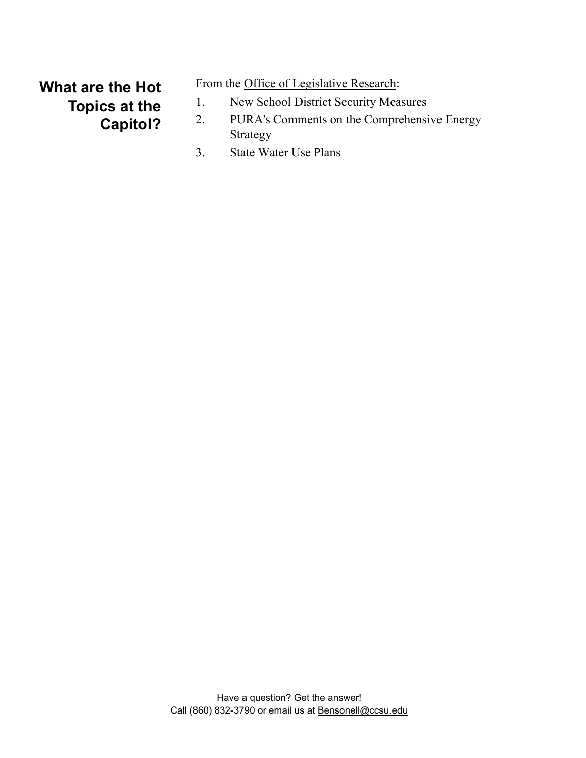## What are the Hot Topics at the Capitol?

From the Office of Legislative Research:

1. New School District Security Measures
2. PURA's Comments on the Comprehensive Energy Strategy
3. State Water Use Plans

Have a question? Get the answer!
Call (860) 832-3790 or email us at Bensonell@ccsu.edu